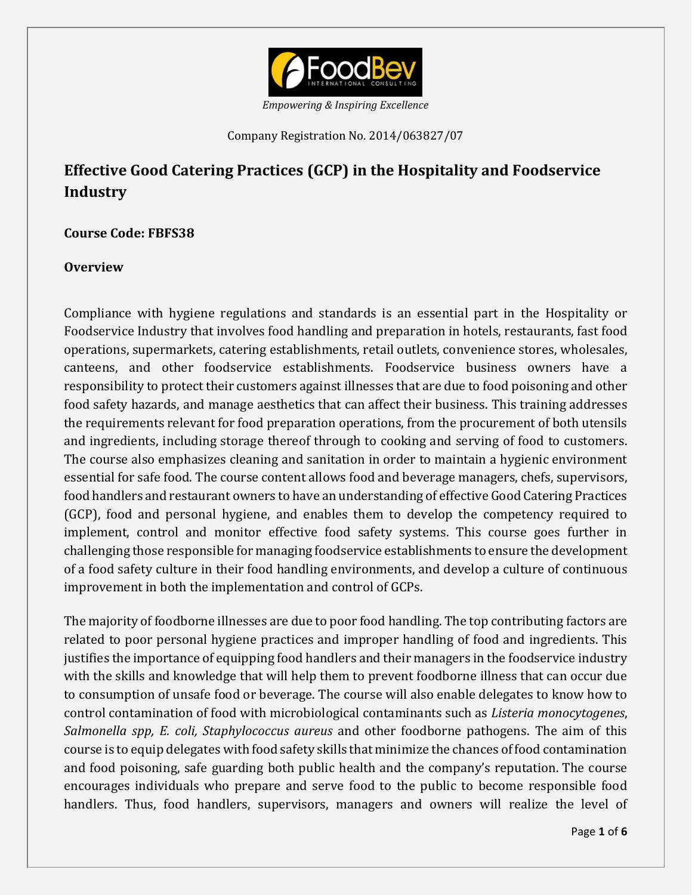*Empowering & Inspiring Excellence*

Company Registration No. 2014/063827/07

# Effective Good Catering Practices (GCP) in the Hospitality and Foodservice Industry

**Course Code: FBFS38**

**Overview**

Compliance with hygiene regulations and standards is an essential part in the Hospitality or Foodservice Industry that involves food handling and preparation in hotels, restaurants, fast food operations, supermarkets, catering establishments, retail outlets, convenience stores, wholesales, canteens, and other foodservice establishments. Foodservice business owners have a responsibility to protect their customers against illnesses that are due to food poisoning and other food safety hazards, and manage aesthetics that can affect their business. This training addresses the requirements relevant for food preparation operations, from the procurement of both utensils and ingredients, including storage thereof through to cooking and serving of food to customers. The course also emphasizes cleaning and sanitation in order to maintain a hygienic environment essential for safe food. The course content allows food and beverage managers, chefs, supervisors, food handlers and restaurant owners to have an understanding of effective Good Catering Practices (GCP), food and personal hygiene, and enables them to develop the competency required to implement, control and monitor effective food safety systems. This course goes further in challenging those responsible for managing foodservice establishments to ensure the development of a food safety culture in their food handling environments, and develop a culture of continuous improvement in both the implementation and control of GCPs.

The majority of foodborne illnesses are due to poor food handling. The top contributing factors are related to poor personal hygiene practices and improper handling of food and ingredients. This justifies the importance of equipping food handlers and their managers in the foodservice industry with the skills and knowledge that will help them to prevent foodborne illness that can occur due to consumption of unsafe food or beverage. The course will also enable delegates to know how to control contamination of food with microbiological contaminants such as *Listeria monocytogenes*, *Salmonella spp, E. coli, Staphylococcus aureus* and other foodborne pathogens. The aim of this course is to equip delegates with food safety skills that minimize the chances of food contamination and food poisoning, safe guarding both public health and the company's reputation. The course encourages individuals who prepare and serve food to the public to become responsible food handlers. Thus, food handlers, supervisors, managers and owners will realize the level of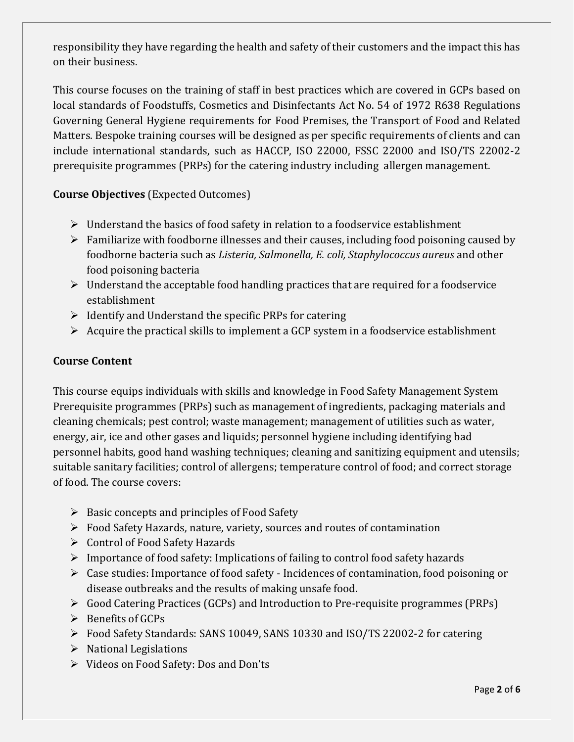responsibility they have regarding the health and safety of their customers and the impact this has on their business.

This course focuses on the training of staff in best practices which are covered in GCPs based on local standards of Foodstuffs, Cosmetics and Disinfectants Act No. 54 of 1972 R638 Regulations Governing General Hygiene requirements for Food Premises, the Transport of Food and Related Matters. Bespoke training courses will be designed as per specific requirements of clients and can include international standards, such as HACCP, ISO 22000, FSSC 22000 and ISO/TS 22002-2 prerequisite programmes (PRPs) for the catering industry including allergen management.

**Course Objectives** (Expected Outcomes)

- Understand the basics of food safety in relation to a foodservice establishment
- Familiarize with foodborne illnesses and their causes, including food poisoning caused by foodborne bacteria such as *Listeria, Salmonella, E. coli, Staphylococcus aureus* and other food poisoning bacteria
- Understand the acceptable food handling practices that are required for a foodservice establishment
- Identify and Understand the specific PRPs for catering
- Acquire the practical skills to implement a GCP system in a foodservice establishment

**Course Content**

This course equips individuals with skills and knowledge in Food Safety Management System Prerequisite programmes (PRPs) such as management of ingredients, packaging materials and cleaning chemicals; pest control; waste management; management of utilities such as water, energy, air, ice and other gases and liquids; personnel hygiene including identifying bad personnel habits, good hand washing techniques; cleaning and sanitizing equipment and utensils; suitable sanitary facilities; control of allergens; temperature control of food; and correct storage of food. The course covers:

- Basic concepts and principles of Food Safety
- Food Safety Hazards, nature, variety, sources and routes of contamination
- Control of Food Safety Hazards
- Importance of food safety: Implications of failing to control food safety hazards
- Case studies: Importance of food safety - Incidences of contamination, food poisoning or disease outbreaks and the results of making unsafe food.
- Good Catering Practices (GCPs) and Introduction to Pre-requisite programmes (PRPs)
- Benefits of GCPs
- Food Safety Standards: SANS 10049, SANS 10330 and ISO/TS 22002-2 for catering
- National Legislations
- Videos on Food Safety: Dos and Don'ts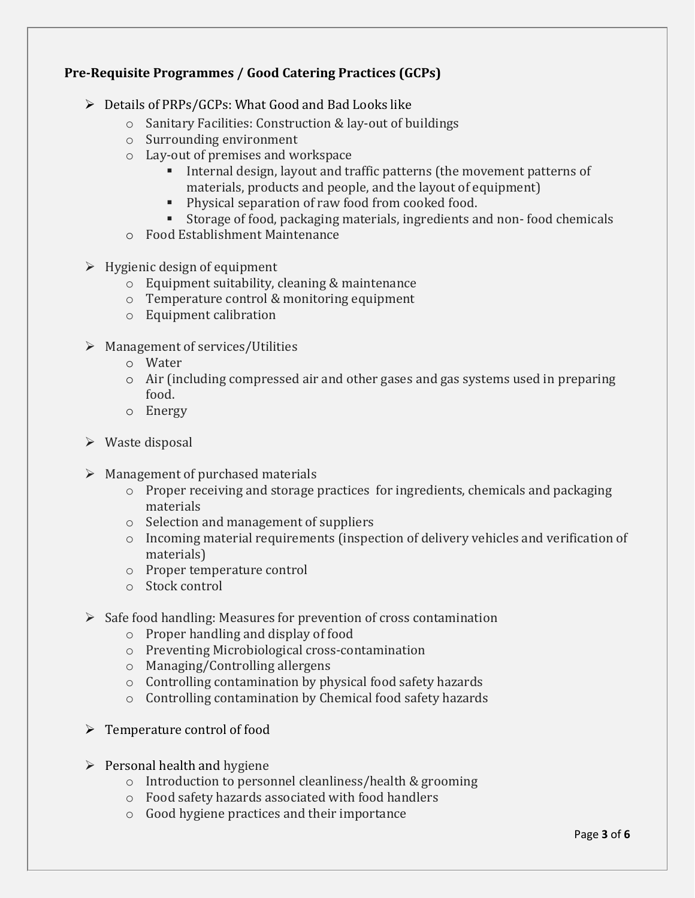**Pre-Requisite Programmes / Good Catering Practices (GCPs)**

- Details of PRPs/GCPs: What Good and Bad Looks like
  - Sanitary Facilities: Construction & lay-out of buildings
  - Surrounding environment
  - Lay-out of premises and workspace
    - Internal design, layout and traffic patterns (the movement patterns of materials, products and people, and the layout of equipment)
    - Physical separation of raw food from cooked food.
    - Storage of food, packaging materials, ingredients and non- food chemicals
  - Food Establishment Maintenance

- Hygienic design of equipment
  - Equipment suitability, cleaning & maintenance
  - Temperature control & monitoring equipment
  - Equipment calibration

- Management of services/Utilities
  - Water
  - Air (including compressed air and other gases and gas systems used in preparing food.
  - Energy

- Waste disposal

- Management of purchased materials
  - Proper receiving and storage practices for ingredients, chemicals and packaging materials
  - Selection and management of suppliers
  - Incoming material requirements (inspection of delivery vehicles and verification of materials)
  - Proper temperature control
  - Stock control

- Safe food handling: Measures for prevention of cross contamination
  - Proper handling and display of food
  - Preventing Microbiological cross-contamination
  - Managing/Controlling allergens
  - Controlling contamination by physical food safety hazards
  - Controlling contamination by Chemical food safety hazards

- Temperature control of food

- Personal health and hygiene
  - Introduction to personnel cleanliness/health & grooming
  - Food safety hazards associated with food handlers
  - Good hygiene practices and their importance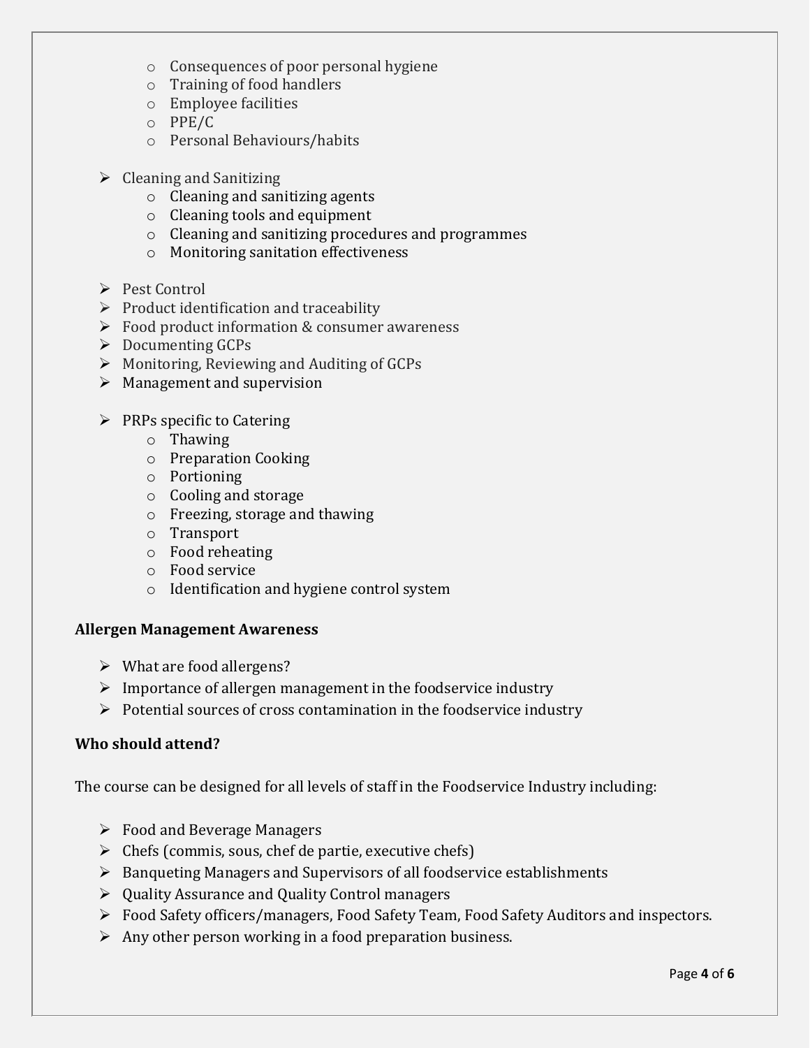- Consequences of poor personal hygiene
    - Training of food handlers
    - Employee facilities
    - PPE/C
    - Personal Behaviours/habits

- Cleaning and Sanitizing
    - Cleaning and sanitizing agents
    - Cleaning tools and equipment
    - Cleaning and sanitizing procedures and programmes
    - Monitoring sanitation effectiveness

- Pest Control
- Product identification and traceability
- Food product information & consumer awareness
- Documenting GCPs
- Monitoring, Reviewing and Auditing of GCPs
- Management and supervision

- PRPs specific to Catering
    - Thawing
    - Preparation Cooking
    - Portioning
    - Cooling and storage
    - Freezing, storage and thawing
    - Transport
    - Food reheating
    - Food service
    - Identification and hygiene control system

**Allergen Management Awareness**

- What are food allergens?
- Importance of allergen management in the foodservice industry
- Potential sources of cross contamination in the foodservice industry

**Who should attend?**

The course can be designed for all levels of staff in the Foodservice Industry including:

- Food and Beverage Managers
- Chefs (commis, sous, chef de partie, executive chefs)
- Banqueting Managers and Supervisors of all foodservice establishments
- Quality Assurance and Quality Control managers
- Food Safety officers/managers, Food Safety Team, Food Safety Auditors and inspectors.
- Any other person working in a food preparation business.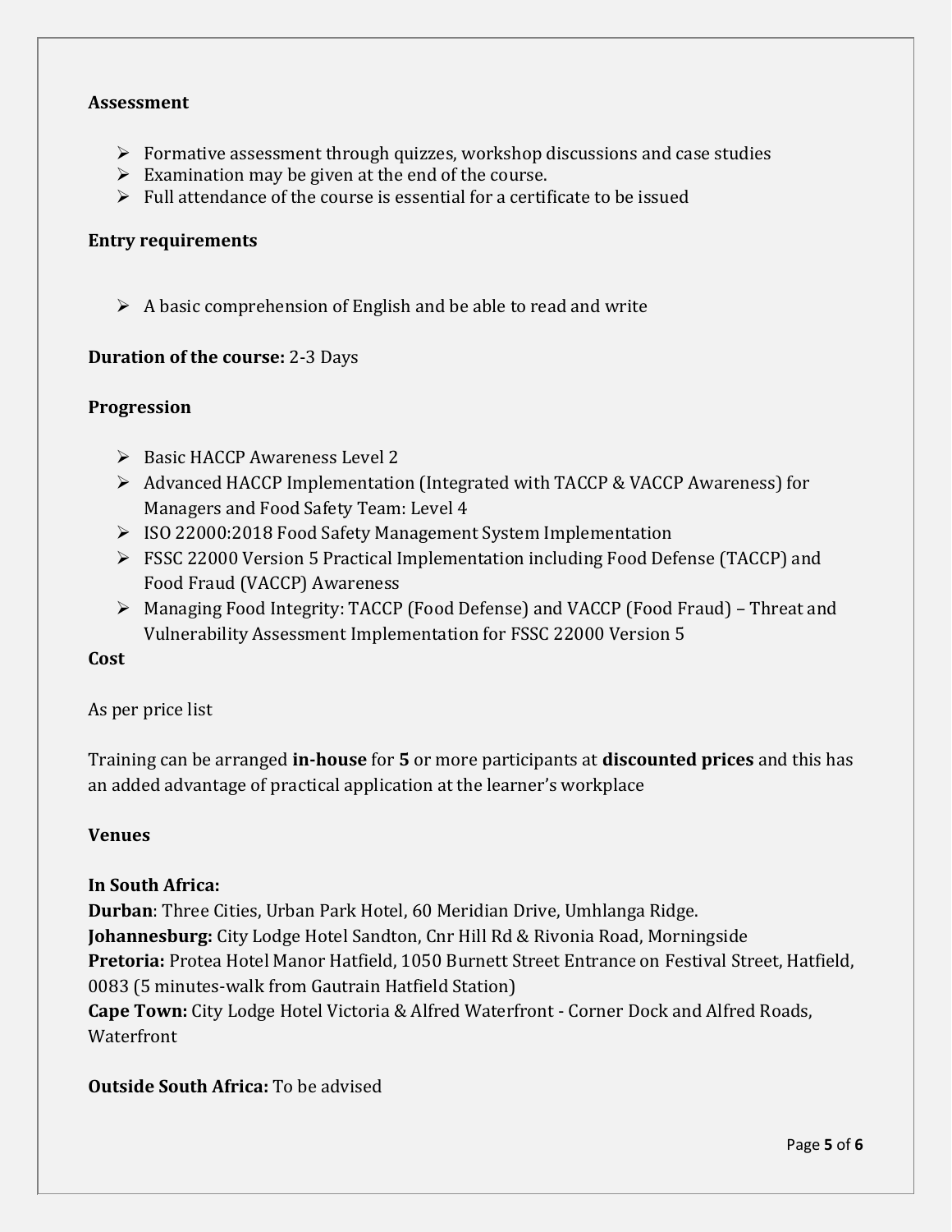**Assessment**

- Formative assessment through quizzes, workshop discussions and case studies
- Examination may be given at the end of the course.
- Full attendance of the course is essential for a certificate to be issued

**Entry requirements**

- A basic comprehension of English and be able to read and write

**Duration of the course:** 2-3 Days

**Progression**

- Basic HACCP Awareness Level 2
- Advanced HACCP Implementation (Integrated with TACCP & VACCP Awareness) for Managers and Food Safety Team: Level 4
- ISO 22000:2018 Food Safety Management System Implementation
- FSSC 22000 Version 5 Practical Implementation including Food Defense (TACCP) and Food Fraud (VACCP) Awareness
- Managing Food Integrity: TACCP (Food Defense) and VACCP (Food Fraud) – Threat and Vulnerability Assessment Implementation for FSSC 22000 Version 5

**Cost**

As per price list

Training can be arranged **in-house** for **5** or more participants at **discounted prices** and this has an added advantage of practical application at the learner's workplace

**Venues**

**In South Africa:**
**Durban**: Three Cities, Urban Park Hotel, 60 Meridian Drive, Umhlanga Ridge.
**Johannesburg:** City Lodge Hotel Sandton, Cnr Hill Rd & Rivonia Road, Morningside
**Pretoria:** Protea Hotel Manor Hatfield, 1050 Burnett Street Entrance on Festival Street, Hatfield, 0083 (5 minutes-walk from Gautrain Hatfield Station)
**Cape Town:** City Lodge Hotel Victoria & Alfred Waterfront - Corner Dock and Alfred Roads, Waterfront

**Outside South Africa:** To be advised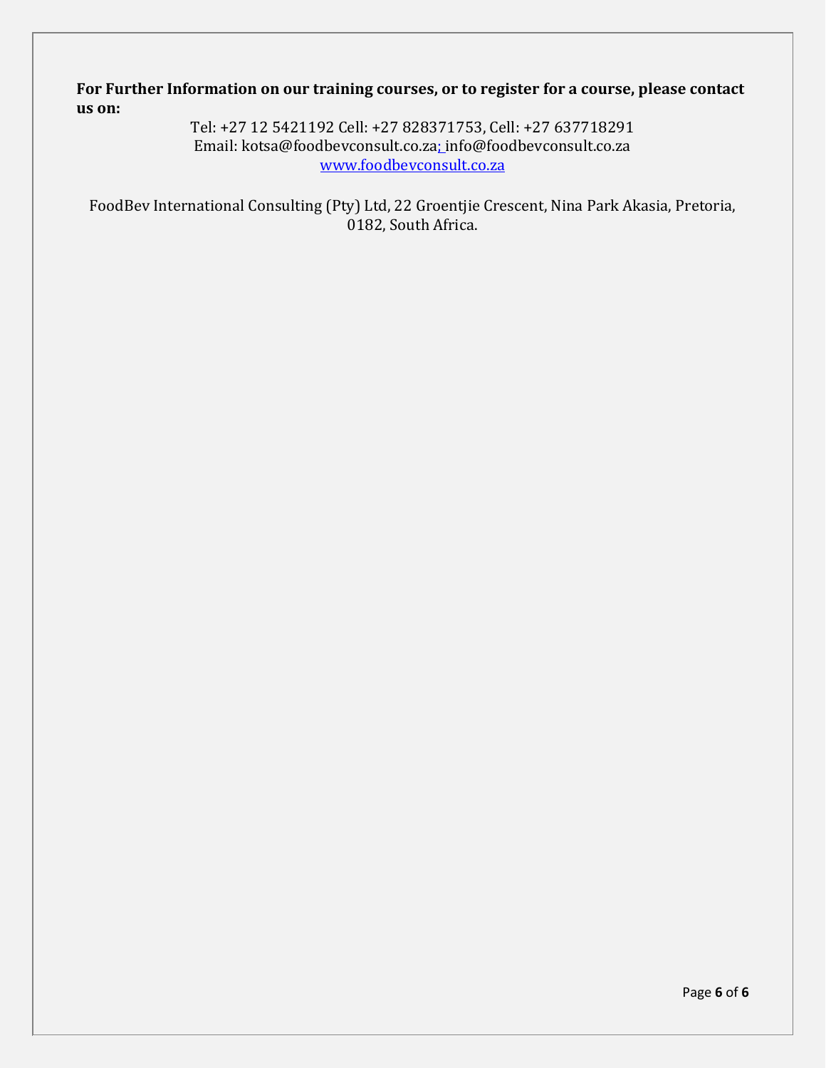**For Further Information on our training courses, or to register for a course, please contact us on:**

Tel: +27 12 5421192 Cell: +27 828371753, Cell: +27 637718291
Email: kotsa@foodbevconsult.co.za; info@foodbevconsult.co.za
www.foodbevconsult.co.za

FoodBev International Consulting (Pty) Ltd, 22 Groentjie Crescent, Nina Park Akasia, Pretoria, 0182, South Africa.